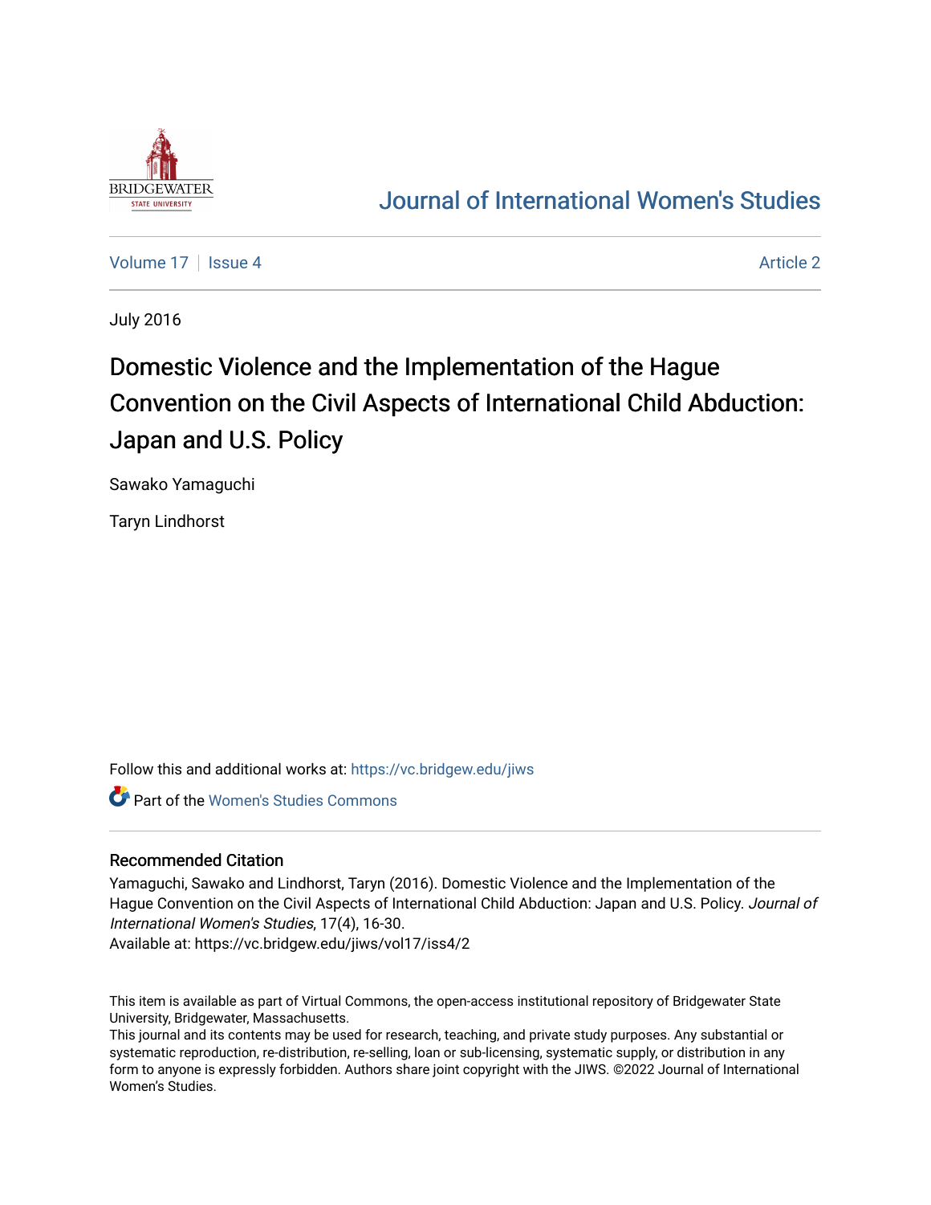# Journal of International Women's Studies

Volume 17 | Issue 4 | Article 2

July 2016

# Domestic Violence and the Implementation of the Hague Convention on the Civil Aspects of International Child Abduction: Japan and U.S. Policy

Sawako Yamaguchi

Taryn Lindhorst

Follow this and additional works at: https://vc.bridgew.edu/jiws

Part of the Women's Studies Commons

## Recommended Citation

Yamaguchi, Sawako and Lindhorst, Taryn (2016). Domestic Violence and the Implementation of the Hague Convention on the Civil Aspects of International Child Abduction: Japan and U.S. Policy. *Journal of International Women's Studies*, 17(4), 16-30.
Available at: https://vc.bridgew.edu/jiws/vol17/iss4/2

This item is available as part of Virtual Commons, the open-access institutional repository of Bridgewater State University, Bridgewater, Massachusetts.
This journal and its contents may be used for research, teaching, and private study purposes. Any substantial or systematic reproduction, re-distribution, re-selling, loan or sub-licensing, systematic supply, or distribution in any form to anyone is expressly forbidden. Authors share joint copyright with the JIWS. ©2022 Journal of International Women's Studies.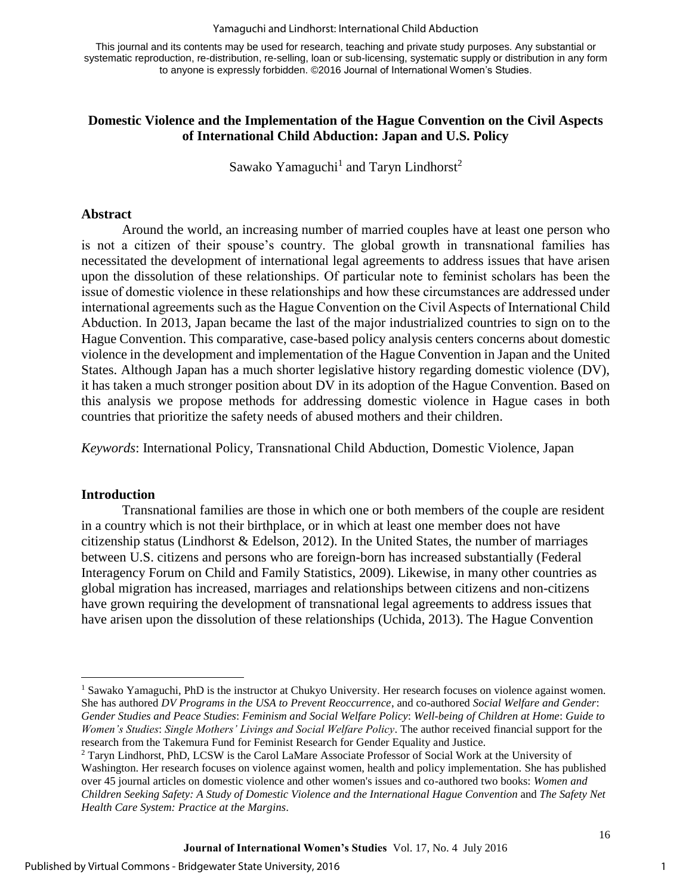This journal and its contents may be used for research, teaching and private study purposes. Any substantial or systematic reproduction, re-distribution, re-selling, loan or sub-licensing, systematic supply or distribution in any form to anyone is expressly forbidden. ©2016 Journal of International Women's Studies.

# Domestic Violence and the Implementation of the Hague Convention on the Civil Aspects of International Child Abduction: Japan and U.S. Policy

Sawako Yamaguchi[1] and Taryn Lindhorst[2]

## Abstract

Around the world, an increasing number of married couples have at least one person who is not a citizen of their spouse's country. The global growth in transnational families has necessitated the development of international legal agreements to address issues that have arisen upon the dissolution of these relationships. Of particular note to feminist scholars has been the issue of domestic violence in these relationships and how these circumstances are addressed under international agreements such as the Hague Convention on the Civil Aspects of International Child Abduction. In 2013, Japan became the last of the major industrialized countries to sign on to the Hague Convention. This comparative, case-based policy analysis centers concerns about domestic violence in the development and implementation of the Hague Convention in Japan and the United States. Although Japan has a much shorter legislative history regarding domestic violence (DV), it has taken a much stronger position about DV in its adoption of the Hague Convention. Based on this analysis we propose methods for addressing domestic violence in Hague cases in both countries that prioritize the safety needs of abused mothers and their children.

*Keywords*: International Policy, Transnational Child Abduction, Domestic Violence, Japan

## Introduction

Transnational families are those in which one or both members of the couple are resident in a country which is not their birthplace, or in which at least one member does not have citizenship status (Lindhorst & Edelson, 2012). In the United States, the number of marriages between U.S. citizens and persons who are foreign-born has increased substantially (Federal Interagency Forum on Child and Family Statistics, 2009). Likewise, in many other countries as global migration has increased, marriages and relationships between citizens and non-citizens have grown requiring the development of transnational legal agreements to address issues that have arisen upon the dissolution of these relationships (Uchida, 2013). The Hague Convention

---

[1] Sawako Yamaguchi, PhD is the instructor at Chukyo University. Her research focuses on violence against women. She has authored *DV Programs in the USA to Prevent Reoccurrence*, and co-authored *Social Welfare and Gender*: *Gender Studies and Peace Studies*: *Feminism and Social Welfare Policy*: *Well-being of Children at Home*: *Guide to Women's Studies*: *Single Mothers' Livings and Social Welfare Policy*. The author received financial support for the research from the Takemura Fund for Feminist Research for Gender Equality and Justice.

[2] Taryn Lindhorst, PhD, LCSW is the Carol LaMare Associate Professor of Social Work at the University of Washington. Her research focuses on violence against women, health and policy implementation. She has published over 45 journal articles on domestic violence and other women's issues and co-authored two books: *Women and Children Seeking Safety: A Study of Domestic Violence and the International Hague Convention* and *The Safety Net Health Care System: Practice at the Margins*.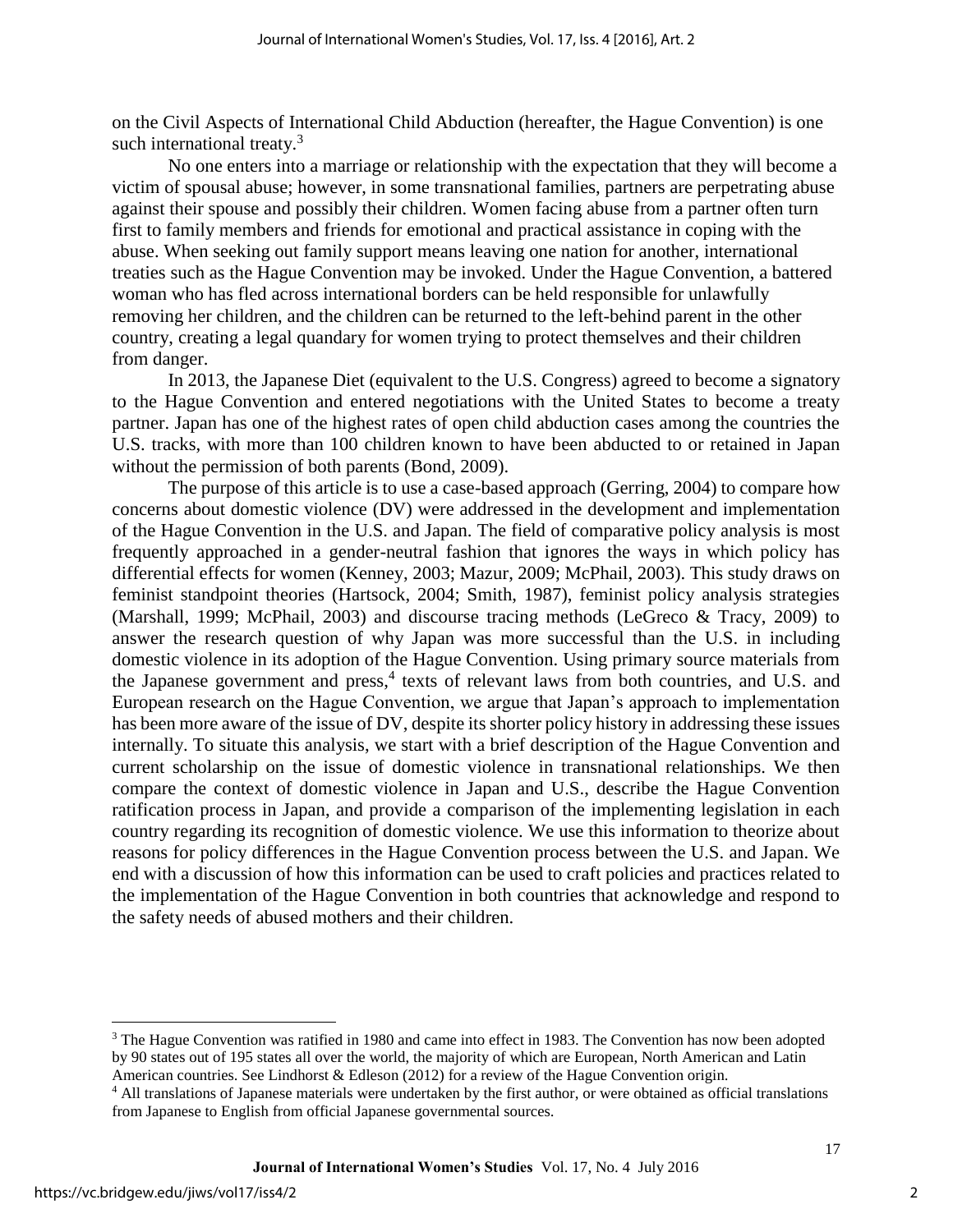on the Civil Aspects of International Child Abduction (hereafter, the Hague Convention) is one such international treaty.[3]

No one enters into a marriage or relationship with the expectation that they will become a victim of spousal abuse; however, in some transnational families, partners are perpetrating abuse against their spouse and possibly their children. Women facing abuse from a partner often turn first to family members and friends for emotional and practical assistance in coping with the abuse. When seeking out family support means leaving one nation for another, international treaties such as the Hague Convention may be invoked. Under the Hague Convention, a battered woman who has fled across international borders can be held responsible for unlawfully removing her children, and the children can be returned to the left-behind parent in the other country, creating a legal quandary for women trying to protect themselves and their children from danger.

In 2013, the Japanese Diet (equivalent to the U.S. Congress) agreed to become a signatory to the Hague Convention and entered negotiations with the United States to become a treaty partner. Japan has one of the highest rates of open child abduction cases among the countries the U.S. tracks, with more than 100 children known to have been abducted to or retained in Japan without the permission of both parents (Bond, 2009).

The purpose of this article is to use a case-based approach (Gerring, 2004) to compare how concerns about domestic violence (DV) were addressed in the development and implementation of the Hague Convention in the U.S. and Japan. The field of comparative policy analysis is most frequently approached in a gender-neutral fashion that ignores the ways in which policy has differential effects for women (Kenney, 2003; Mazur, 2009; McPhail, 2003). This study draws on feminist standpoint theories (Hartsock, 2004; Smith, 1987), feminist policy analysis strategies (Marshall, 1999; McPhail, 2003) and discourse tracing methods (LeGreco & Tracy, 2009) to answer the research question of why Japan was more successful than the U.S. in including domestic violence in its adoption of the Hague Convention. Using primary source materials from the Japanese government and press,[4] texts of relevant laws from both countries, and U.S. and European research on the Hague Convention, we argue that Japan's approach to implementation has been more aware of the issue of DV, despite its shorter policy history in addressing these issues internally. To situate this analysis, we start with a brief description of the Hague Convention and current scholarship on the issue of domestic violence in transnational relationships. We then compare the context of domestic violence in Japan and U.S., describe the Hague Convention ratification process in Japan, and provide a comparison of the implementing legislation in each country regarding its recognition of domestic violence. We use this information to theorize about reasons for policy differences in the Hague Convention process between the U.S. and Japan. We end with a discussion of how this information can be used to craft policies and practices related to the implementation of the Hague Convention in both countries that acknowledge and respond to the safety needs of abused mothers and their children.

[3] The Hague Convention was ratified in 1980 and came into effect in 1983. The Convention has now been adopted by 90 states out of 195 states all over the world, the majority of which are European, North American and Latin American countries. See Lindhorst & Edleson (2012) for a review of the Hague Convention origin.

[4] All translations of Japanese materials were undertaken by the first author, or were obtained as official translations from Japanese to English from official Japanese governmental sources.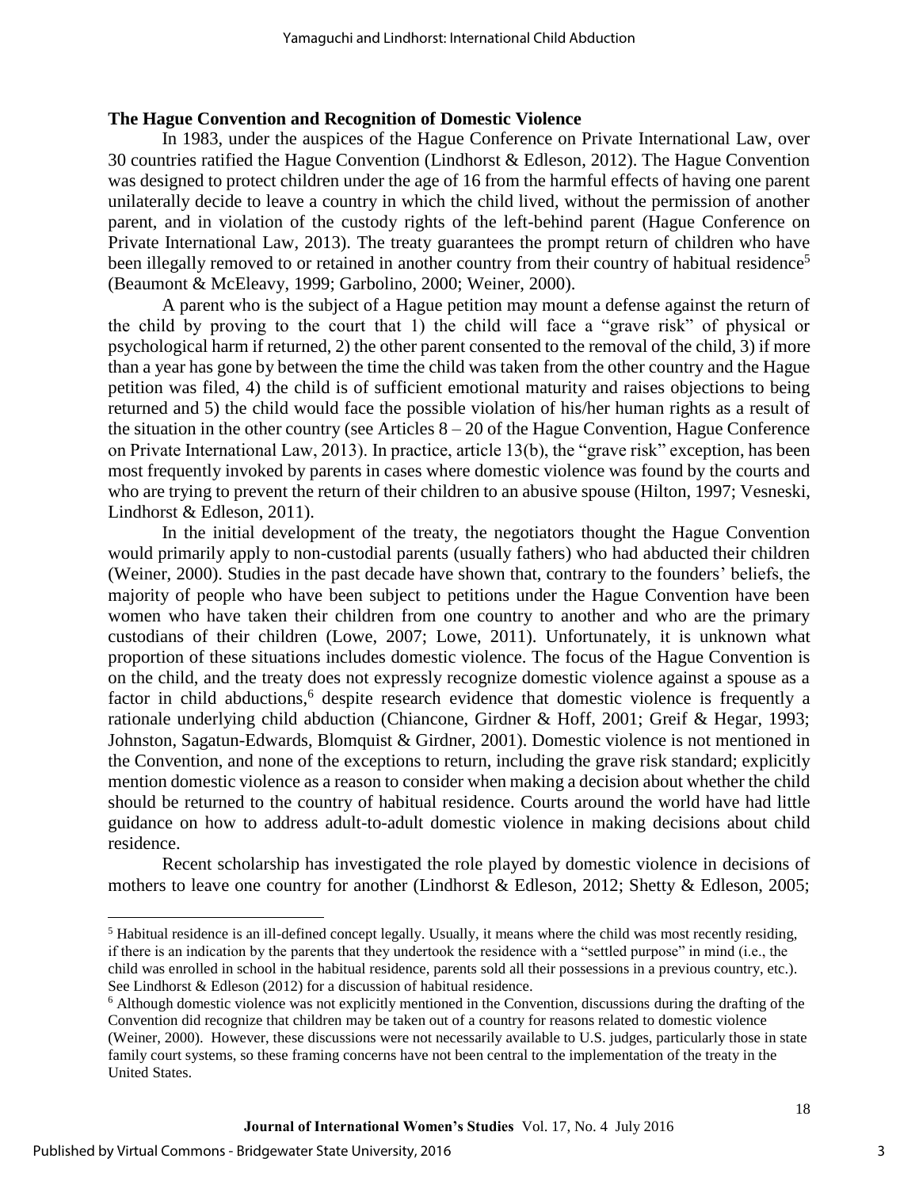## The Hague Convention and Recognition of Domestic Violence

In 1983, under the auspices of the Hague Conference on Private International Law, over 30 countries ratified the Hague Convention (Lindhorst & Edleson, 2012). The Hague Convention was designed to protect children under the age of 16 from the harmful effects of having one parent unilaterally decide to leave a country in which the child lived, without the permission of another parent, and in violation of the custody rights of the left-behind parent (Hague Conference on Private International Law, 2013). The treaty guarantees the prompt return of children who have been illegally removed to or retained in another country from their country of habitual residence[5] (Beaumont & McEleavy, 1999; Garbolino, 2000; Weiner, 2000).

A parent who is the subject of a Hague petition may mount a defense against the return of the child by proving to the court that 1) the child will face a "grave risk" of physical or psychological harm if returned, 2) the other parent consented to the removal of the child, 3) if more than a year has gone by between the time the child was taken from the other country and the Hague petition was filed, 4) the child is of sufficient emotional maturity and raises objections to being returned and 5) the child would face the possible violation of his/her human rights as a result of the situation in the other country (see Articles 8 – 20 of the Hague Convention, Hague Conference on Private International Law, 2013). In practice, article 13(b), the "grave risk" exception, has been most frequently invoked by parents in cases where domestic violence was found by the courts and who are trying to prevent the return of their children to an abusive spouse (Hilton, 1997; Vesneski, Lindhorst & Edleson, 2011).

In the initial development of the treaty, the negotiators thought the Hague Convention would primarily apply to non-custodial parents (usually fathers) who had abducted their children (Weiner, 2000). Studies in the past decade have shown that, contrary to the founders' beliefs, the majority of people who have been subject to petitions under the Hague Convention have been women who have taken their children from one country to another and who are the primary custodians of their children (Lowe, 2007; Lowe, 2011). Unfortunately, it is unknown what proportion of these situations includes domestic violence. The focus of the Hague Convention is on the child, and the treaty does not expressly recognize domestic violence against a spouse as a factor in child abductions,[6] despite research evidence that domestic violence is frequently a rationale underlying child abduction (Chiancone, Girdner & Hoff, 2001; Greif & Hegar, 1993; Johnston, Sagatun-Edwards, Blomquist & Girdner, 2001). Domestic violence is not mentioned in the Convention, and none of the exceptions to return, including the grave risk standard; explicitly mention domestic violence as a reason to consider when making a decision about whether the child should be returned to the country of habitual residence. Courts around the world have had little guidance on how to address adult-to-adult domestic violence in making decisions about child residence.

Recent scholarship has investigated the role played by domestic violence in decisions of mothers to leave one country for another (Lindhorst & Edleson, 2012; Shetty & Edleson, 2005;

---

[5] Habitual residence is an ill-defined concept legally. Usually, it means where the child was most recently residing, if there is an indication by the parents that they undertook the residence with a "settled purpose" in mind (i.e., the child was enrolled in school in the habitual residence, parents sold all their possessions in a previous country, etc.). See Lindhorst & Edleson (2012) for a discussion of habitual residence.

[6] Although domestic violence was not explicitly mentioned in the Convention, discussions during the drafting of the Convention did recognize that children may be taken out of a country for reasons related to domestic violence (Weiner, 2000). However, these discussions were not necessarily available to U.S. judges, particularly those in state family court systems, so these framing concerns have not been central to the implementation of the treaty in the United States.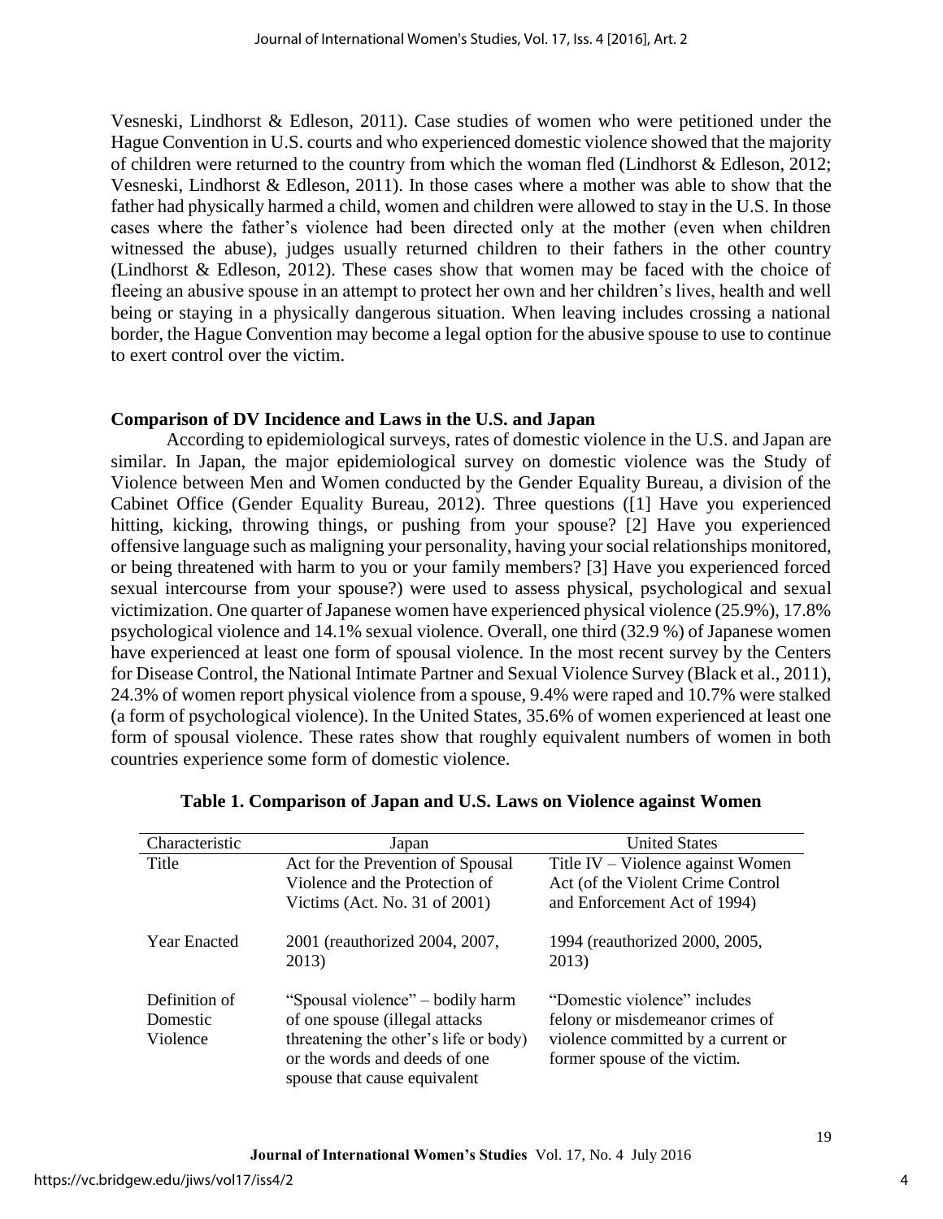Vesneski, Lindhorst & Edleson, 2011). Case studies of women who were petitioned under the Hague Convention in U.S. courts and who experienced domestic violence showed that the majority of children were returned to the country from which the woman fled (Lindhorst & Edleson, 2012; Vesneski, Lindhorst & Edleson, 2011). In those cases where a mother was able to show that the father had physically harmed a child, women and children were allowed to stay in the U.S. In those cases where the father's violence had been directed only at the mother (even when children witnessed the abuse), judges usually returned children to their fathers in the other country (Lindhorst & Edleson, 2012). These cases show that women may be faced with the choice of fleeing an abusive spouse in an attempt to protect her own and her children's lives, health and well being or staying in a physically dangerous situation. When leaving includes crossing a national border, the Hague Convention may become a legal option for the abusive spouse to use to continue to exert control over the victim.

## Comparison of DV Incidence and Laws in the U.S. and Japan

According to epidemiological surveys, rates of domestic violence in the U.S. and Japan are similar. In Japan, the major epidemiological survey on domestic violence was the Study of Violence between Men and Women conducted by the Gender Equality Bureau, a division of the Cabinet Office (Gender Equality Bureau, 2012). Three questions ([1] Have you experienced hitting, kicking, throwing things, or pushing from your spouse? [2] Have you experienced offensive language such as maligning your personality, having your social relationships monitored, or being threatened with harm to you or your family members? [3] Have you experienced forced sexual intercourse from your spouse?) were used to assess physical, psychological and sexual victimization. One quarter of Japanese women have experienced physical violence (25.9%), 17.8% psychological violence and 14.1% sexual violence. Overall, one third (32.9 %) of Japanese women have experienced at least one form of spousal violence. In the most recent survey by the Centers for Disease Control, the National Intimate Partner and Sexual Violence Survey (Black et al., 2011), 24.3% of women report physical violence from a spouse, 9.4% were raped and 10.7% were stalked (a form of psychological violence). In the United States, 35.6% of women experienced at least one form of spousal violence. These rates show that roughly equivalent numbers of women in both countries experience some form of domestic violence.

**Table 1. Comparison of Japan and U.S. Laws on Violence against Women**

| Characteristic | Japan | United States |
|---|---|---|
| Title | Act for the Prevention of Spousal Violence and the Protection of Victims (Act. No. 31 of 2001) | Title IV – Violence against Women Act (of the Violent Crime Control and Enforcement Act of 1994) |
| Year Enacted | 2001 (reauthorized 2004, 2007, 2013) | 1994 (reauthorized 2000, 2005, 2013) |
| Definition of Domestic Violence | "Spousal violence" – bodily harm of one spouse (illegal attacks threatening the other's life or body) or the words and deeds of one spouse that cause equivalent | "Domestic violence" includes felony or misdemeanor crimes of violence committed by a current or former spouse of the victim. |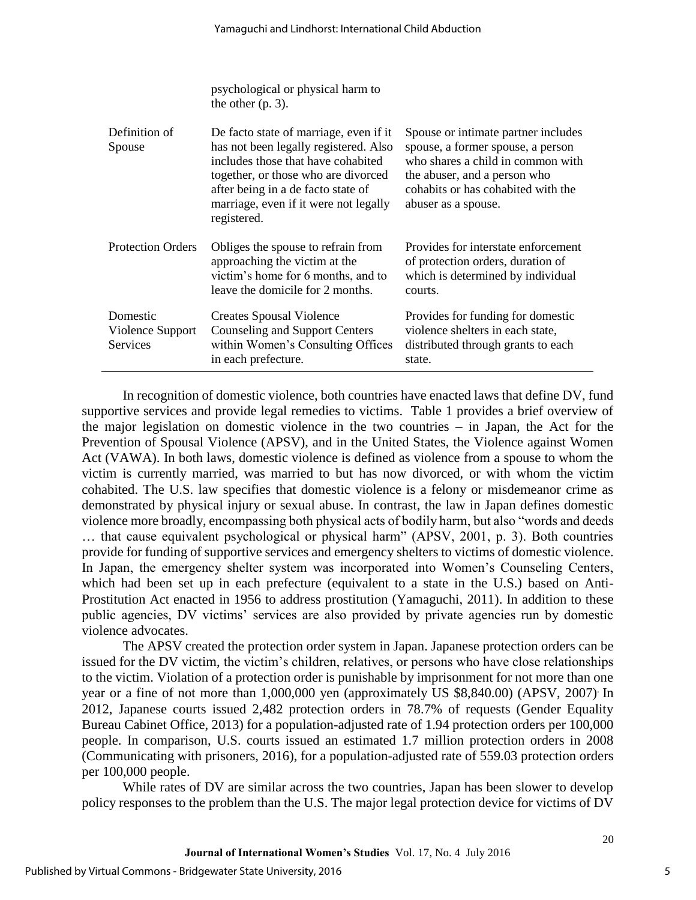| | | |
|---|---|---|
| | psychological or physical harm to the other (p. 3). | |
| Definition of Spouse | De facto state of marriage, even if it has not been legally registered. Also includes those that have cohabited together, or those who are divorced after being in a de facto state of marriage, even if it were not legally registered. | Spouse or intimate partner includes spouse, a former spouse, a person who shares a child in common with the abuser, and a person who cohabits or has cohabited with the abuser as a spouse. |
| Protection Orders | Obliges the spouse to refrain from approaching the victim at the victim's home for 6 months, and to leave the domicile for 2 months. | Provides for interstate enforcement of protection orders, duration of which is determined by individual courts. |
| Domestic Violence Support Services | Creates Spousal Violence Counseling and Support Centers within Women's Consulting Offices in each prefecture. | Provides for funding for domestic violence shelters in each state, distributed through grants to each state. |

In recognition of domestic violence, both countries have enacted laws that define DV, fund supportive services and provide legal remedies to victims. Table 1 provides a brief overview of the major legislation on domestic violence in the two countries – in Japan, the Act for the Prevention of Spousal Violence (APSV), and in the United States, the Violence against Women Act (VAWA). In both laws, domestic violence is defined as violence from a spouse to whom the victim is currently married, was married to but has now divorced, or with whom the victim cohabited. The U.S. law specifies that domestic violence is a felony or misdemeanor crime as demonstrated by physical injury or sexual abuse. In contrast, the law in Japan defines domestic violence more broadly, encompassing both physical acts of bodily harm, but also "words and deeds … that cause equivalent psychological or physical harm" (APSV, 2001, p. 3). Both countries provide for funding of supportive services and emergency shelters to victims of domestic violence. In Japan, the emergency shelter system was incorporated into Women's Counseling Centers, which had been set up in each prefecture (equivalent to a state in the U.S.) based on Anti-Prostitution Act enacted in 1956 to address prostitution (Yamaguchi, 2011). In addition to these public agencies, DV victims' services are also provided by private agencies run by domestic violence advocates.

The APSV created the protection order system in Japan. Japanese protection orders can be issued for the DV victim, the victim's children, relatives, or persons who have close relationships to the victim. Violation of a protection order is punishable by imprisonment for not more than one year or a fine of not more than 1,000,000 yen (approximately US $8,840.00) (APSV, 2007). In 2012, Japanese courts issued 2,482 protection orders in 78.7% of requests (Gender Equality Bureau Cabinet Office, 2013) for a population-adjusted rate of 1.94 protection orders per 100,000 people. In comparison, U.S. courts issued an estimated 1.7 million protection orders in 2008 (Communicating with prisoners, 2016), for a population-adjusted rate of 559.03 protection orders per 100,000 people.

While rates of DV are similar across the two countries, Japan has been slower to develop policy responses to the problem than the U.S. The major legal protection device for victims of DV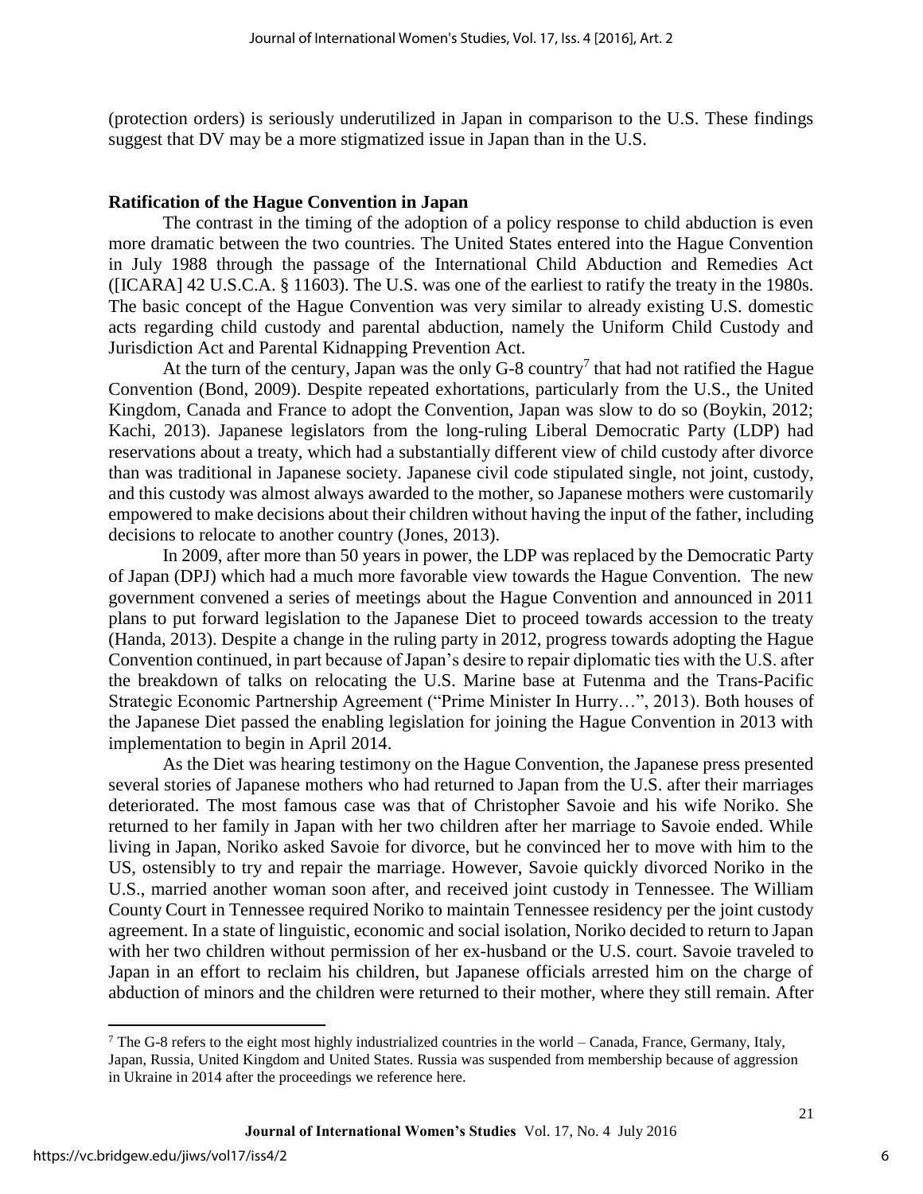(protection orders) is seriously underutilized in Japan in comparison to the U.S. These findings suggest that DV may be a more stigmatized issue in Japan than in the U.S.

## Ratification of the Hague Convention in Japan

The contrast in the timing of the adoption of a policy response to child abduction is even more dramatic between the two countries. The United States entered into the Hague Convention in July 1988 through the passage of the International Child Abduction and Remedies Act ([ICARA] 42 U.S.C.A. § 11603). The U.S. was one of the earliest to ratify the treaty in the 1980s. The basic concept of the Hague Convention was very similar to already existing U.S. domestic acts regarding child custody and parental abduction, namely the Uniform Child Custody and Jurisdiction Act and Parental Kidnapping Prevention Act.

At the turn of the century, Japan was the only G-8 country[7] that had not ratified the Hague Convention (Bond, 2009). Despite repeated exhortations, particularly from the U.S., the United Kingdom, Canada and France to adopt the Convention, Japan was slow to do so (Boykin, 2012; Kachi, 2013). Japanese legislators from the long-ruling Liberal Democratic Party (LDP) had reservations about a treaty, which had a substantially different view of child custody after divorce than was traditional in Japanese society. Japanese civil code stipulated single, not joint, custody, and this custody was almost always awarded to the mother, so Japanese mothers were customarily empowered to make decisions about their children without having the input of the father, including decisions to relocate to another country (Jones, 2013).

In 2009, after more than 50 years in power, the LDP was replaced by the Democratic Party of Japan (DPJ) which had a much more favorable view towards the Hague Convention. The new government convened a series of meetings about the Hague Convention and announced in 2011 plans to put forward legislation to the Japanese Diet to proceed towards accession to the treaty (Handa, 2013). Despite a change in the ruling party in 2012, progress towards adopting the Hague Convention continued, in part because of Japan's desire to repair diplomatic ties with the U.S. after the breakdown of talks on relocating the U.S. Marine base at Futenma and the Trans-Pacific Strategic Economic Partnership Agreement ("Prime Minister In Hurry…", 2013). Both houses of the Japanese Diet passed the enabling legislation for joining the Hague Convention in 2013 with implementation to begin in April 2014.

As the Diet was hearing testimony on the Hague Convention, the Japanese press presented several stories of Japanese mothers who had returned to Japan from the U.S. after their marriages deteriorated. The most famous case was that of Christopher Savoie and his wife Noriko. She returned to her family in Japan with her two children after her marriage to Savoie ended. While living in Japan, Noriko asked Savoie for divorce, but he convinced her to move with him to the US, ostensibly to try and repair the marriage. However, Savoie quickly divorced Noriko in the U.S., married another woman soon after, and received joint custody in Tennessee. The William County Court in Tennessee required Noriko to maintain Tennessee residency per the joint custody agreement. In a state of linguistic, economic and social isolation, Noriko decided to return to Japan with her two children without permission of her ex-husband or the U.S. court. Savoie traveled to Japan in an effort to reclaim his children, but Japanese officials arrested him on the charge of abduction of minors and the children were returned to their mother, where they still remain. After

[7] The G-8 refers to the eight most highly industrialized countries in the world – Canada, France, Germany, Italy, Japan, Russia, United Kingdom and United States. Russia was suspended from membership because of aggression in Ukraine in 2014 after the proceedings we reference here.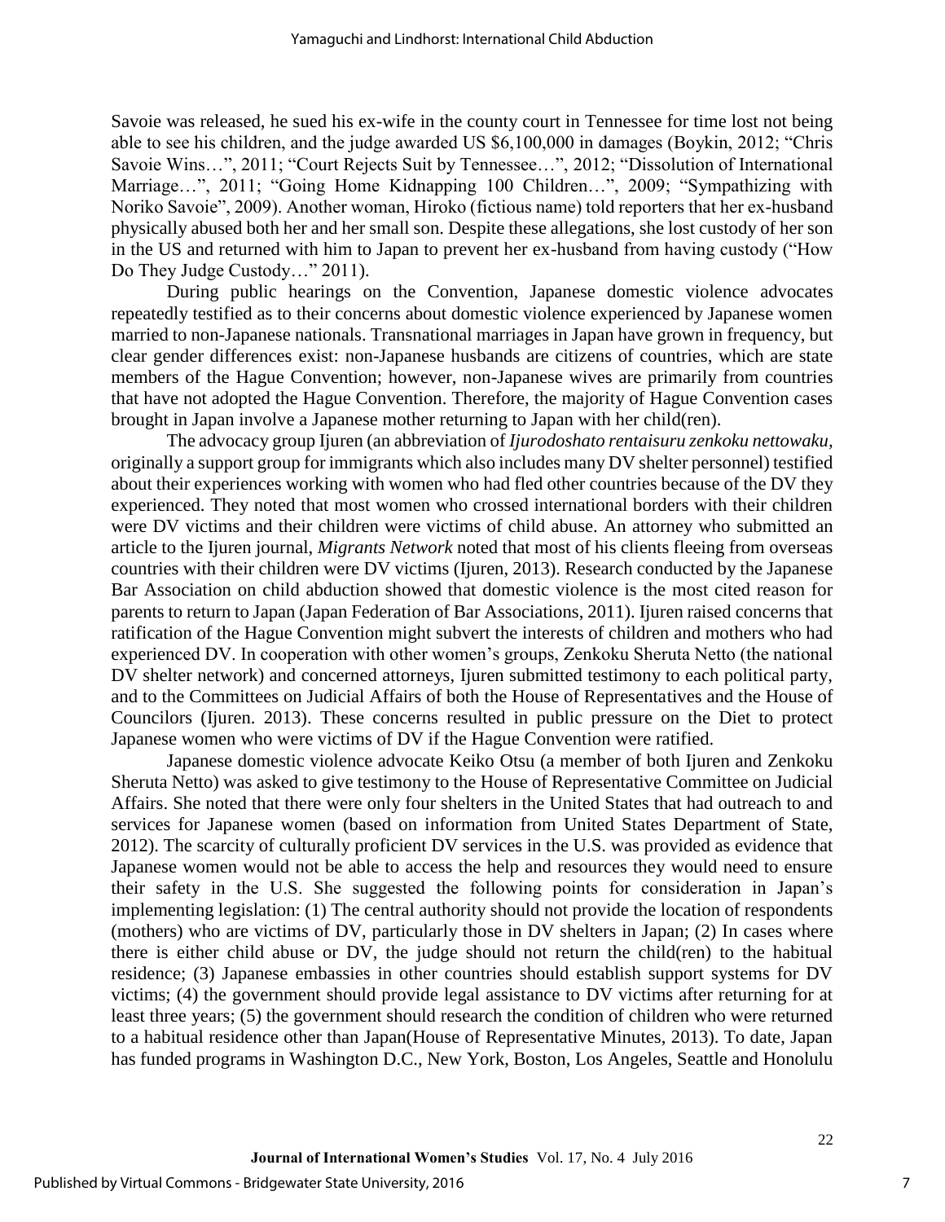Savoie was released, he sued his ex-wife in the county court in Tennessee for time lost not being able to see his children, and the judge awarded US $6,100,000 in damages (Boykin, 2012; "Chris Savoie Wins…", 2011; "Court Rejects Suit by Tennessee…", 2012; "Dissolution of International Marriage…", 2011; "Going Home Kidnapping 100 Children…", 2009; "Sympathizing with Noriko Savoie", 2009). Another woman, Hiroko (fictious name) told reporters that her ex-husband physically abused both her and her small son. Despite these allegations, she lost custody of her son in the US and returned with him to Japan to prevent her ex-husband from having custody ("How Do They Judge Custody…" 2011).

During public hearings on the Convention, Japanese domestic violence advocates repeatedly testified as to their concerns about domestic violence experienced by Japanese women married to non-Japanese nationals. Transnational marriages in Japan have grown in frequency, but clear gender differences exist: non-Japanese husbands are citizens of countries, which are state members of the Hague Convention; however, non-Japanese wives are primarily from countries that have not adopted the Hague Convention. Therefore, the majority of Hague Convention cases brought in Japan involve a Japanese mother returning to Japan with her child(ren).

The advocacy group Ijuren (an abbreviation of *Ijurodoshato rentaisuru zenkoku nettowaku*, originally a support group for immigrants which also includes many DV shelter personnel) testified about their experiences working with women who had fled other countries because of the DV they experienced. They noted that most women who crossed international borders with their children were DV victims and their children were victims of child abuse. An attorney who submitted an article to the Ijuren journal, *Migrants Network* noted that most of his clients fleeing from overseas countries with their children were DV victims (Ijuren, 2013). Research conducted by the Japanese Bar Association on child abduction showed that domestic violence is the most cited reason for parents to return to Japan (Japan Federation of Bar Associations, 2011). Ijuren raised concerns that ratification of the Hague Convention might subvert the interests of children and mothers who had experienced DV. In cooperation with other women's groups, Zenkoku Sheruta Netto (the national DV shelter network) and concerned attorneys, Ijuren submitted testimony to each political party, and to the Committees on Judicial Affairs of both the House of Representatives and the House of Councilors (Ijuren. 2013). These concerns resulted in public pressure on the Diet to protect Japanese women who were victims of DV if the Hague Convention were ratified.

Japanese domestic violence advocate Keiko Otsu (a member of both Ijuren and Zenkoku Sheruta Netto) was asked to give testimony to the House of Representative Committee on Judicial Affairs. She noted that there were only four shelters in the United States that had outreach to and services for Japanese women (based on information from United States Department of State, 2012). The scarcity of culturally proficient DV services in the U.S. was provided as evidence that Japanese women would not be able to access the help and resources they would need to ensure their safety in the U.S. She suggested the following points for consideration in Japan's implementing legislation: (1) The central authority should not provide the location of respondents (mothers) who are victims of DV, particularly those in DV shelters in Japan; (2) In cases where there is either child abuse or DV, the judge should not return the child(ren) to the habitual residence; (3) Japanese embassies in other countries should establish support systems for DV victims; (4) the government should provide legal assistance to DV victims after returning for at least three years; (5) the government should research the condition of children who were returned to a habitual residence other than Japan(House of Representative Minutes, 2013). To date, Japan has funded programs in Washington D.C., New York, Boston, Los Angeles, Seattle and Honolulu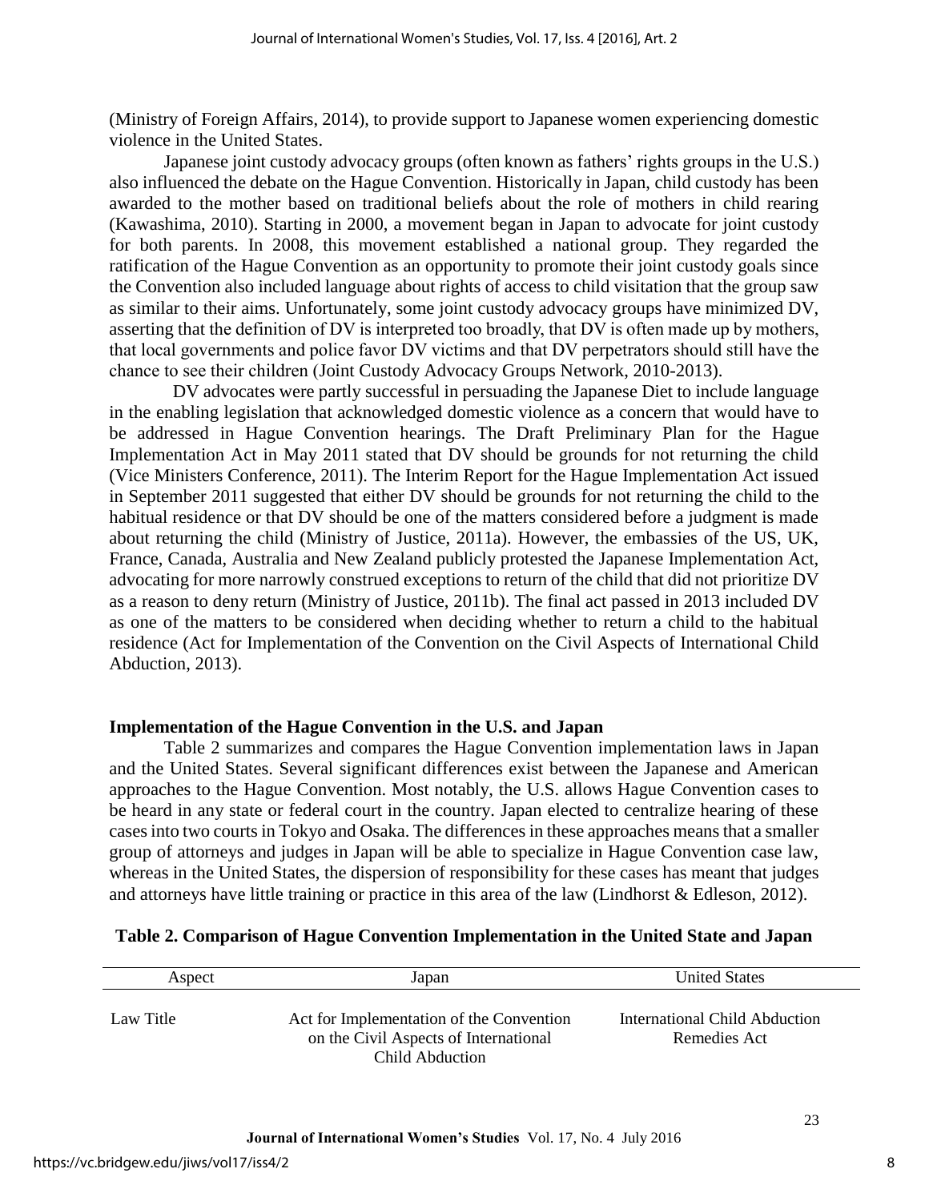(Ministry of Foreign Affairs, 2014), to provide support to Japanese women experiencing domestic violence in the United States.

Japanese joint custody advocacy groups (often known as fathers' rights groups in the U.S.) also influenced the debate on the Hague Convention. Historically in Japan, child custody has been awarded to the mother based on traditional beliefs about the role of mothers in child rearing (Kawashima, 2010). Starting in 2000, a movement began in Japan to advocate for joint custody for both parents. In 2008, this movement established a national group. They regarded the ratification of the Hague Convention as an opportunity to promote their joint custody goals since the Convention also included language about rights of access to child visitation that the group saw as similar to their aims. Unfortunately, some joint custody advocacy groups have minimized DV, asserting that the definition of DV is interpreted too broadly, that DV is often made up by mothers, that local governments and police favor DV victims and that DV perpetrators should still have the chance to see their children (Joint Custody Advocacy Groups Network, 2010-2013).

DV advocates were partly successful in persuading the Japanese Diet to include language in the enabling legislation that acknowledged domestic violence as a concern that would have to be addressed in Hague Convention hearings. The Draft Preliminary Plan for the Hague Implementation Act in May 2011 stated that DV should be grounds for not returning the child (Vice Ministers Conference, 2011). The Interim Report for the Hague Implementation Act issued in September 2011 suggested that either DV should be grounds for not returning the child to the habitual residence or that DV should be one of the matters considered before a judgment is made about returning the child (Ministry of Justice, 2011a). However, the embassies of the US, UK, France, Canada, Australia and New Zealand publicly protested the Japanese Implementation Act, advocating for more narrowly construed exceptions to return of the child that did not prioritize DV as a reason to deny return (Ministry of Justice, 2011b). The final act passed in 2013 included DV as one of the matters to be considered when deciding whether to return a child to the habitual residence (Act for Implementation of the Convention on the Civil Aspects of International Child Abduction, 2013).

## Implementation of the Hague Convention in the U.S. and Japan

Table 2 summarizes and compares the Hague Convention implementation laws in Japan and the United States. Several significant differences exist between the Japanese and American approaches to the Hague Convention. Most notably, the U.S. allows Hague Convention cases to be heard in any state or federal court in the country. Japan elected to centralize hearing of these cases into two courts in Tokyo and Osaka. The differences in these approaches means that a smaller group of attorneys and judges in Japan will be able to specialize in Hague Convention case law, whereas in the United States, the dispersion of responsibility for these cases has meant that judges and attorneys have little training or practice in this area of the law (Lindhorst & Edleson, 2012).

**Table 2. Comparison of Hague Convention Implementation in the United State and Japan**

| Aspect | Japan | United States |
|---|---|---|
| Law Title | Act for Implementation of the Convention on the Civil Aspects of International Child Abduction | International Child Abduction Remedies Act |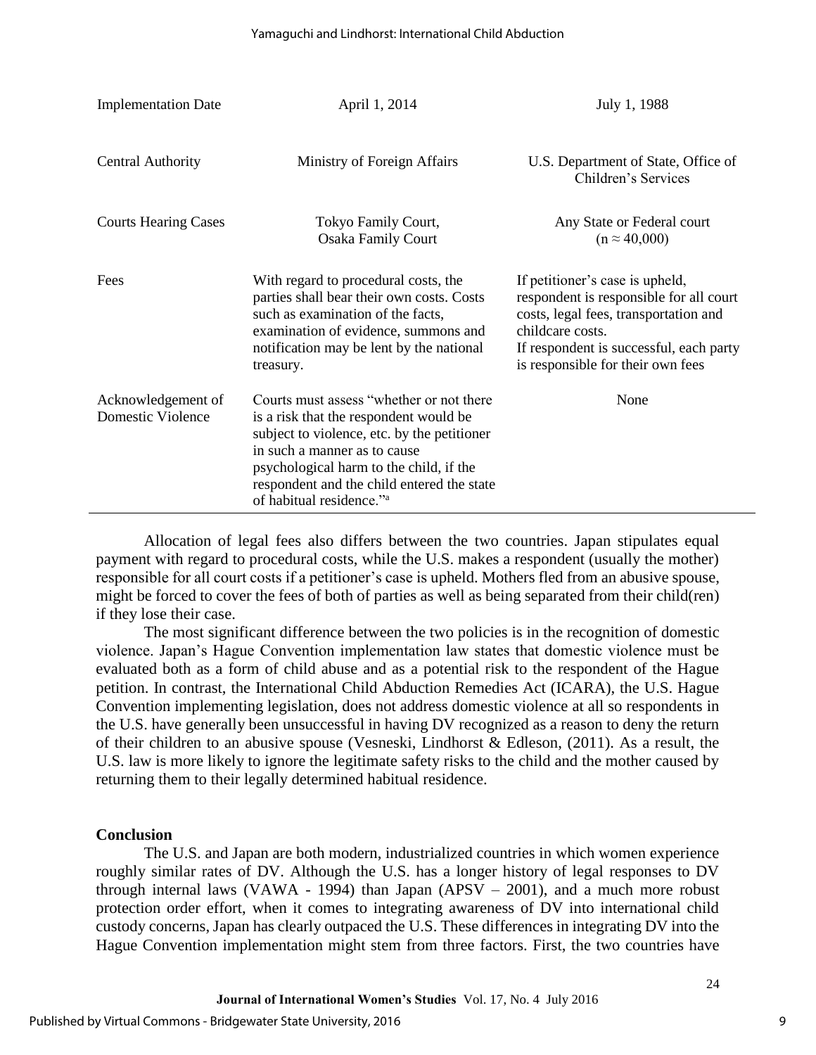| Implementation Date | April 1, 2014 | July 1, 1988 |
|---|---|---|
| Central Authority | Ministry of Foreign Affairs | U.S. Department of State, Office of Children's Services |
| Courts Hearing Cases | Tokyo Family Court, Osaka Family Court | Any State or Federal court ($n \approx 40,000$) |
| Fees | With regard to procedural costs, the parties shall bear their own costs. Costs such as examination of the facts, examination of evidence, summons and notification may be lent by the national treasury. | If petitioner's case is upheld, respondent is responsible for all court costs, legal fees, transportation and childcare costs. If respondent is successful, each party is responsible for their own fees |
| Acknowledgement of Domestic Violence | Courts must assess "whether or not there is a risk that the respondent would be subject to violence, etc. by the petitioner in such a manner as to cause psychological harm to the child, if the respondent and the child entered the state of habitual residence."[a] | None |

Allocation of legal fees also differs between the two countries. Japan stipulates equal payment with regard to procedural costs, while the U.S. makes a respondent (usually the mother) responsible for all court costs if a petitioner's case is upheld. Mothers fled from an abusive spouse, might be forced to cover the fees of both of parties as well as being separated from their child(ren) if they lose their case.

The most significant difference between the two policies is in the recognition of domestic violence. Japan's Hague Convention implementation law states that domestic violence must be evaluated both as a form of child abuse and as a potential risk to the respondent of the Hague petition. In contrast, the International Child Abduction Remedies Act (ICARA), the U.S. Hague Convention implementing legislation, does not address domestic violence at all so respondents in the U.S. have generally been unsuccessful in having DV recognized as a reason to deny the return of their children to an abusive spouse (Vesneski, Lindhorst & Edleson, (2011). As a result, the U.S. law is more likely to ignore the legitimate safety risks to the child and the mother caused by returning them to their legally determined habitual residence.

## Conclusion

The U.S. and Japan are both modern, industrialized countries in which women experience roughly similar rates of DV. Although the U.S. has a longer history of legal responses to DV through internal laws (VAWA - 1994) than Japan (APSV – 2001), and a much more robust protection order effort, when it comes to integrating awareness of DV into international child custody concerns, Japan has clearly outpaced the U.S. These differences in integrating DV into the Hague Convention implementation might stem from three factors. First, the two countries have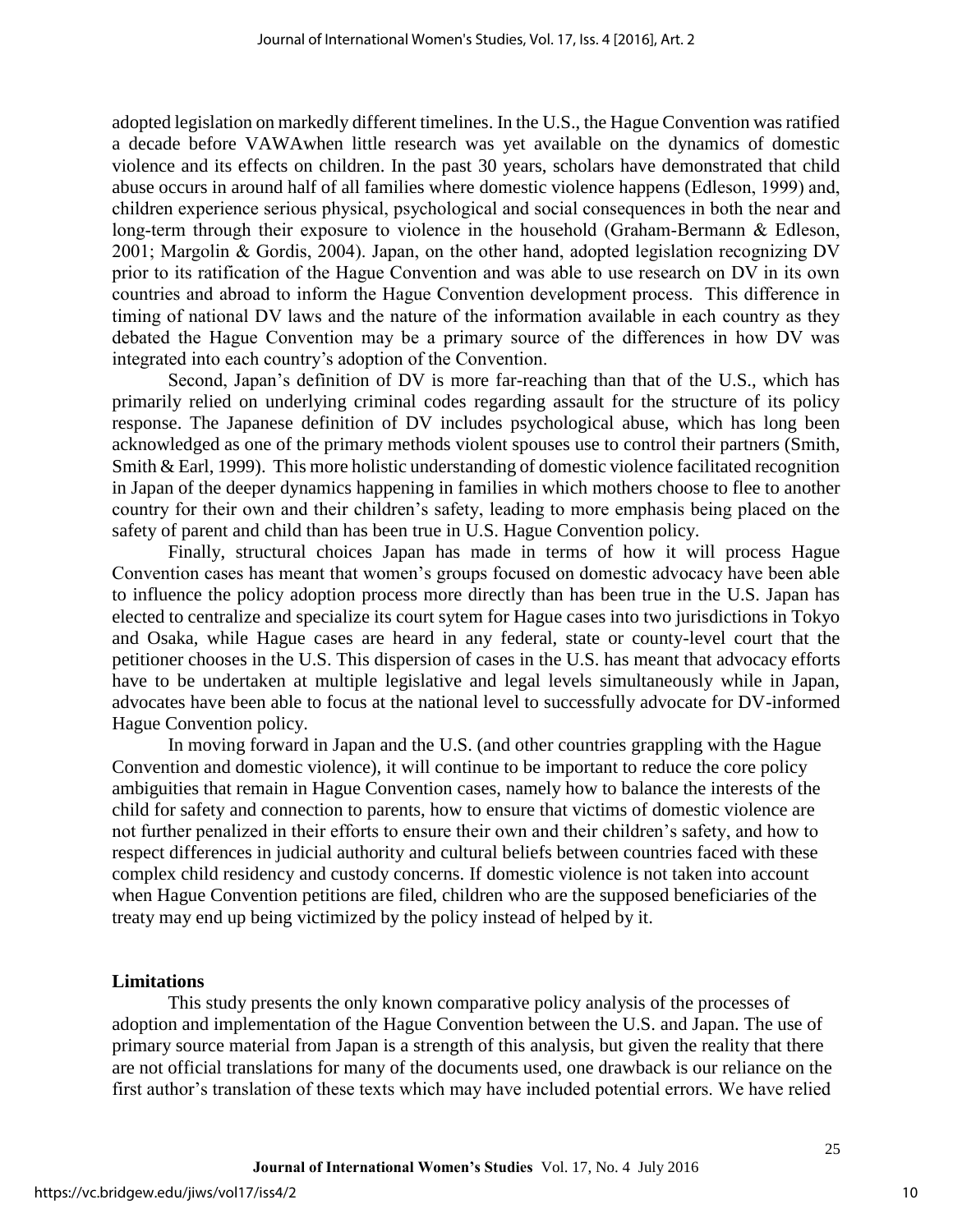adopted legislation on markedly different timelines. In the U.S., the Hague Convention was ratified a decade before VAWAwhen little research was yet available on the dynamics of domestic violence and its effects on children. In the past 30 years, scholars have demonstrated that child abuse occurs in around half of all families where domestic violence happens (Edleson, 1999) and, children experience serious physical, psychological and social consequences in both the near and long-term through their exposure to violence in the household (Graham-Bermann & Edleson, 2001; Margolin & Gordis, 2004). Japan, on the other hand, adopted legislation recognizing DV prior to its ratification of the Hague Convention and was able to use research on DV in its own countries and abroad to inform the Hague Convention development process. This difference in timing of national DV laws and the nature of the information available in each country as they debated the Hague Convention may be a primary source of the differences in how DV was integrated into each country's adoption of the Convention.

Second, Japan's definition of DV is more far-reaching than that of the U.S., which has primarily relied on underlying criminal codes regarding assault for the structure of its policy response. The Japanese definition of DV includes psychological abuse, which has long been acknowledged as one of the primary methods violent spouses use to control their partners (Smith, Smith & Earl, 1999). This more holistic understanding of domestic violence facilitated recognition in Japan of the deeper dynamics happening in families in which mothers choose to flee to another country for their own and their children's safety, leading to more emphasis being placed on the safety of parent and child than has been true in U.S. Hague Convention policy.

Finally, structural choices Japan has made in terms of how it will process Hague Convention cases has meant that women's groups focused on domestic advocacy have been able to influence the policy adoption process more directly than has been true in the U.S. Japan has elected to centralize and specialize its court sytem for Hague cases into two jurisdictions in Tokyo and Osaka, while Hague cases are heard in any federal, state or county-level court that the petitioner chooses in the U.S. This dispersion of cases in the U.S. has meant that advocacy efforts have to be undertaken at multiple legislative and legal levels simultaneously while in Japan, advocates have been able to focus at the national level to successfully advocate for DV-informed Hague Convention policy.

In moving forward in Japan and the U.S. (and other countries grappling with the Hague Convention and domestic violence), it will continue to be important to reduce the core policy ambiguities that remain in Hague Convention cases, namely how to balance the interests of the child for safety and connection to parents, how to ensure that victims of domestic violence are not further penalized in their efforts to ensure their own and their children's safety, and how to respect differences in judicial authority and cultural beliefs between countries faced with these complex child residency and custody concerns. If domestic violence is not taken into account when Hague Convention petitions are filed, children who are the supposed beneficiaries of the treaty may end up being victimized by the policy instead of helped by it.

## Limitations

This study presents the only known comparative policy analysis of the processes of adoption and implementation of the Hague Convention between the U.S. and Japan. The use of primary source material from Japan is a strength of this analysis, but given the reality that there are not official translations for many of the documents used, one drawback is our reliance on the first author's translation of these texts which may have included potential errors. We have relied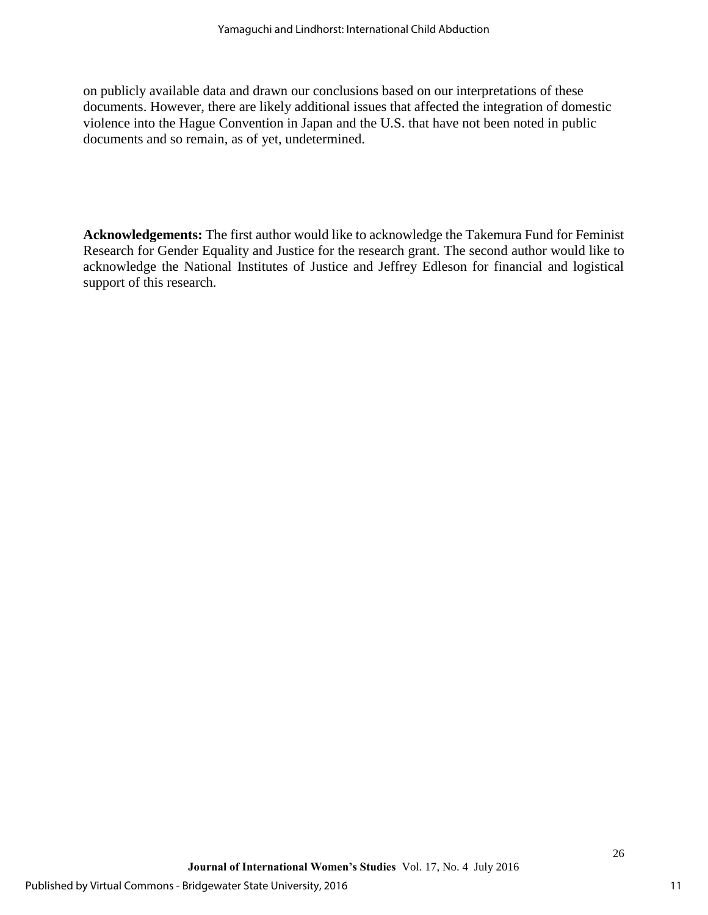on publicly available data and drawn our conclusions based on our interpretations of these documents. However, there are likely additional issues that affected the integration of domestic violence into the Hague Convention in Japan and the U.S. that have not been noted in public documents and so remain, as of yet, undetermined.

**Acknowledgements:** The first author would like to acknowledge the Takemura Fund for Feminist Research for Gender Equality and Justice for the research grant. The second author would like to acknowledge the National Institutes of Justice and Jeffrey Edleson for financial and logistical support of this research.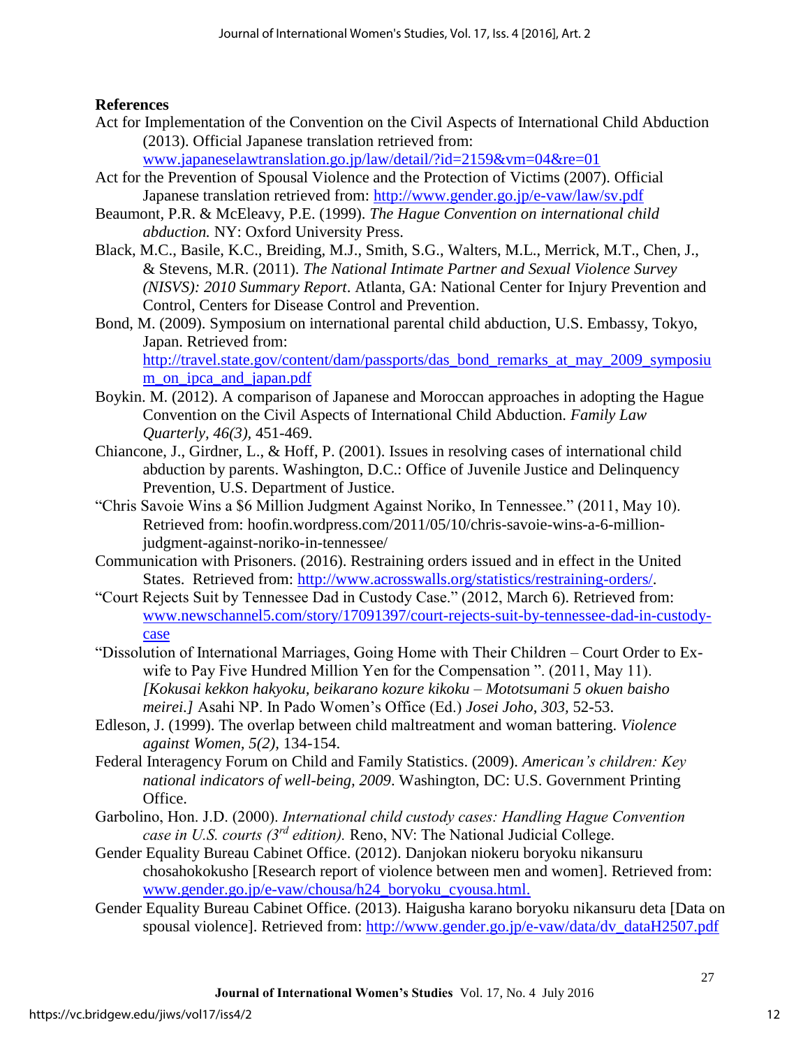**References**

Act for Implementation of the Convention on the Civil Aspects of International Child Abduction (2013). Official Japanese translation retrieved from: www.japaneselawtranslation.go.jp/law/detail/?id=2159&vm=04&re=01

Act for the Prevention of Spousal Violence and the Protection of Victims (2007). Official Japanese translation retrieved from: http://www.gender.go.jp/e-vaw/law/sv.pdf

Beaumont, P.R. & McEleavy, P.E. (1999). *The Hague Convention on international child abduction.* NY: Oxford University Press.

Black, M.C., Basile, K.C., Breiding, M.J., Smith, S.G., Walters, M.L., Merrick, M.T., Chen, J., & Stevens, M.R. (2011). *The National Intimate Partner and Sexual Violence Survey (NISVS): 2010 Summary Report*. Atlanta, GA: National Center for Injury Prevention and Control, Centers for Disease Control and Prevention.

Bond, M. (2009). Symposium on international parental child abduction, U.S. Embassy, Tokyo, Japan. Retrieved from: http://travel.state.gov/content/dam/passports/das_bond_remarks_at_may_2009_symposium_on_ipca_and_japan.pdf

Boykin. M. (2012). A comparison of Japanese and Moroccan approaches in adopting the Hague Convention on the Civil Aspects of International Child Abduction. *Family Law Quarterly, 46(3),* 451-469.

Chiancone, J., Girdner, L., & Hoff, P. (2001). Issues in resolving cases of international child abduction by parents. Washington, D.C.: Office of Juvenile Justice and Delinquency Prevention, U.S. Department of Justice.

"Chris Savoie Wins a $6 Million Judgment Against Noriko, In Tennessee." (2011, May 10). Retrieved from: hoofin.wordpress.com/2011/05/10/chris-savoie-wins-a-6-million-judgment-against-noriko-in-tennessee/

Communication with Prisoners. (2016). Restraining orders issued and in effect in the United States. Retrieved from: http://www.acrosswalls.org/statistics/restraining-orders/.

"Court Rejects Suit by Tennessee Dad in Custody Case." (2012, March 6). Retrieved from: www.newschannel5.com/story/17091397/court-rejects-suit-by-tennessee-dad-in-custody-case

"Dissolution of International Marriages, Going Home with Their Children – Court Order to Ex-wife to Pay Five Hundred Million Yen for the Compensation ". (2011, May 11). *[Kokusai kekkon hakyoku, beikarano kozure kikoku – Mototsumani 5 okuen baisho meirei.]* Asahi NP. In Pado Women's Office (Ed.) *Josei Joho, 303,* 52-53.

Edleson, J. (1999). The overlap between child maltreatment and woman battering. *Violence against Women, 5(2),* 134-154.

Federal Interagency Forum on Child and Family Statistics. (2009). *American's children: Key national indicators of well-being, 2009*. Washington, DC: U.S. Government Printing Office.

Garbolino, Hon. J.D. (2000). *International child custody cases: Handling Hague Convention case in U.S. courts (3rd edition).* Reno, NV: The National Judicial College.

Gender Equality Bureau Cabinet Office. (2012). Danjokan niokeru boryoku nikansuru chosahokokusho [Research report of violence between men and women]. Retrieved from: www.gender.go.jp/e-vaw/chousa/h24_boryoku_cyousa.html.

Gender Equality Bureau Cabinet Office. (2013). Haigusha karano boryoku nikansuru deta [Data on spousal violence]. Retrieved from: http://www.gender.go.jp/e-vaw/data/dv_dataH2507.pdf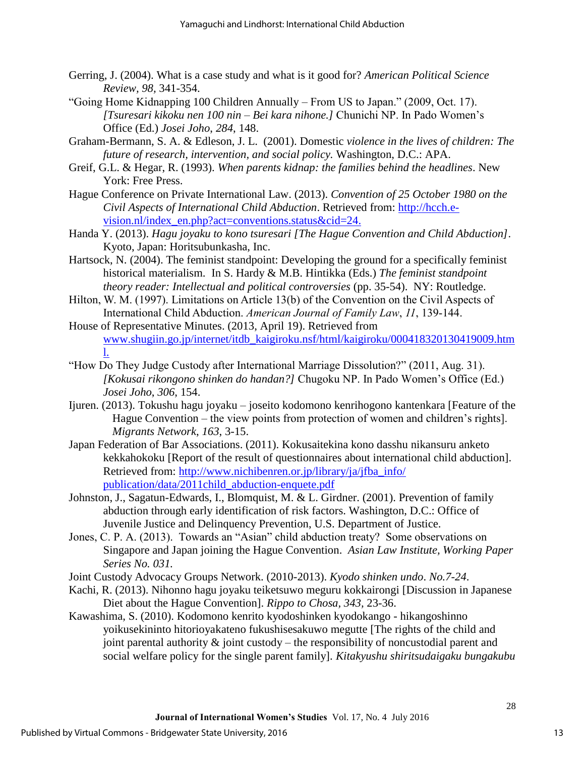Gerring, J. (2004). What is a case study and what is it good for? *American Political Science Review, 98*, 341-354.

"Going Home Kidnapping 100 Children Annually – From US to Japan." (2009, Oct. 17). *[Tsuresari kikoku nen 100 nin – Bei kara nihone.]* Chunichi NP. In Pado Women's Office (Ed.) *Josei Joho, 284*, 148.

Graham-Bermann, S. A. & Edleson, J. L. (2001). Domestic *violence in the lives of children: The future of research, intervention, and social policy.* Washington, D.C.: APA.

Greif, G.L. & Hegar, R. (1993). *When parents kidnap: the families behind the headlines*. New York: Free Press.

Hague Conference on Private International Law. (2013). *Convention of 25 October 1980 on the Civil Aspects of International Child Abduction*. Retrieved from: http://hcch.e-vision.nl/index_en.php?act=conventions.status&cid=24.

Handa Y. (2013). *Hagu joyaku to kono tsuresari [The Hague Convention and Child Abduction]*. Kyoto, Japan: Horitsubunkasha, Inc.

Hartsock, N. (2004). The feminist standpoint: Developing the ground for a specifically feminist historical materialism. In S. Hardy & M.B. Hintikka (Eds.) *The feminist standpoint theory reader: Intellectual and political controversies* (pp. 35-54). NY: Routledge.

Hilton, W. M. (1997). Limitations on Article 13(b) of the Convention on the Civil Aspects of International Child Abduction. *American Journal of Family Law*, *11*, 139-144.

House of Representative Minutes. (2013, April 19). Retrieved from www.shugiin.go.jp/internet/itdb_kaigiroku.nsf/html/kaigiroku/000418320130419009.html.

"How Do They Judge Custody after International Marriage Dissolution?" (2011, Aug. 31). *[Kokusai rikongono shinken do handan?]* Chugoku NP. In Pado Women's Office (Ed.) *Josei Joho*, *306*, 154.

Ijuren. (2013). Tokushu hagu joyaku – joseito kodomono kenrihogono kantenkara [Feature of the Hague Convention – the view points from protection of women and children's rights]. *Migrants Network*, *163*, 3-15.

Japan Federation of Bar Associations. (2011). Kokusaitekina kono dasshu nikansuru anketo kekkahokoku [Report of the result of questionnaires about international child abduction]. Retrieved from: http://www.nichibenren.or.jp/library/ja/jfba_info/publication/data/2011child_abduction-enquete.pdf

Johnston, J., Sagatun-Edwards, I., Blomquist, M. & L. Girdner. (2001). Prevention of family abduction through early identification of risk factors. Washington, D.C.: Office of Juvenile Justice and Delinquency Prevention, U.S. Department of Justice.

Jones, C. P. A. (2013). Towards an "Asian" child abduction treaty? Some observations on Singapore and Japan joining the Hague Convention. *Asian Law Institute, Working Paper Series No. 031.*

Joint Custody Advocacy Groups Network. (2010-2013). *Kyodo shinken undo*. *No.7-24*.

Kachi, R. (2013). Nihonno hagu joyaku teiketsuwo meguru kokkairongi [Discussion in Japanese Diet about the Hague Convention]. *Rippo to Chosa, 343*, 23-36.

Kawashima, S. (2010). Kodomono kenrito kyodoshinken kyodokango - hikangoshinno yoikusekininto hitorioyakateno fukushisesakuwo megutte [The rights of the child and joint parental authority & joint custody – the responsibility of noncustodial parent and social welfare policy for the single parent family]. *Kitakyushu shiritsudaigaku bungakubu*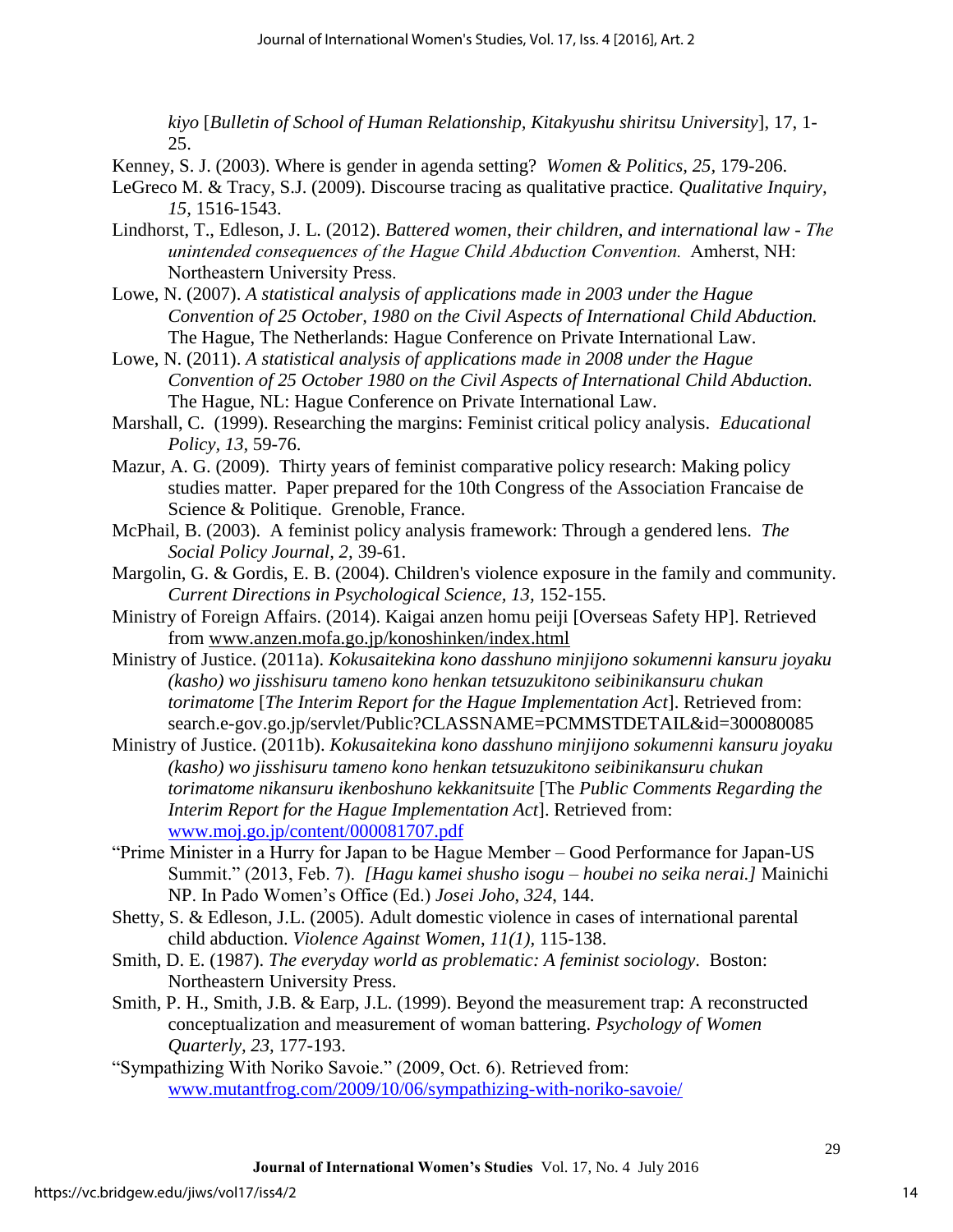*kiyo* [*Bulletin of School of Human Relationship, Kitakyushu shiritsu University*], 17, 1-25.

Kenney, S. J. (2003). Where is gender in agenda setting? *Women & Politics, 25,* 179-206.

LeGreco M. & Tracy, S.J. (2009). Discourse tracing as qualitative practice. *Qualitative Inquiry, 15,* 1516-1543.

Lindhorst, T., Edleson, J. L. (2012). *Battered women, their children, and international law - The unintended consequences of the Hague Child Abduction Convention.* Amherst, NH: Northeastern University Press.

Lowe, N. (2007). *A statistical analysis of applications made in 2003 under the Hague Convention of 25 October, 1980 on the Civil Aspects of International Child Abduction.* The Hague, The Netherlands: Hague Conference on Private International Law.

Lowe, N. (2011). *A statistical analysis of applications made in 2008 under the Hague Convention of 25 October 1980 on the Civil Aspects of International Child Abduction.* The Hague, NL: Hague Conference on Private International Law.

Marshall, C. (1999). Researching the margins: Feminist critical policy analysis. *Educational Policy, 13,* 59-76.

Mazur, A. G. (2009). Thirty years of feminist comparative policy research: Making policy studies matter. Paper prepared for the 10th Congress of the Association Francaise de Science & Politique. Grenoble, France.

McPhail, B. (2003). A feminist policy analysis framework: Through a gendered lens. *The Social Policy Journal, 2,* 39-61.

Margolin, G. & Gordis, E. B. (2004). Children's violence exposure in the family and community. *Current Directions in Psychological Science, 13,* 152-155.

Ministry of Foreign Affairs. (2014). Kaigai anzen homu peiji [Overseas Safety HP]. Retrieved from www.anzen.mofa.go.jp/konoshinken/index.html

Ministry of Justice. (2011a). *Kokusaitekina kono dasshuno minjijono sokumenni kansuru joyaku (kasho) wo jisshisuru tameno kono henkan tetsuzukitono seibinikansuru chukan torimatome* [*The Interim Report for the Hague Implementation Act*]. Retrieved from: search.e-gov.go.jp/servlet/Public?CLASSNAME=PCMMSTDETAIL&id=300080085

Ministry of Justice. (2011b). *Kokusaitekina kono dasshuno minjijono sokumenni kansuru joyaku (kasho) wo jisshisuru tameno kono henkan tetsuzukitono seibinikansuru chukan torimatome nikansuru ikenboshuno kekkanitsuite* [The *Public Comments Regarding the Interim Report for the Hague Implementation Act*]. Retrieved from: www.moj.go.jp/content/000081707.pdf

"Prime Minister in a Hurry for Japan to be Hague Member – Good Performance for Japan-US Summit." (2013, Feb. 7). *[Hagu kamei shusho isogu – houbei no seika nerai.]* Mainichi NP. In Pado Women's Office (Ed.) *Josei Joho, 324,* 144.

Shetty, S. & Edleson, J.L. (2005). Adult domestic violence in cases of international parental child abduction. *Violence Against Women, 11(1),* 115-138.

Smith, D. E. (1987). *The everyday world as problematic: A feminist sociology*. Boston: Northeastern University Press.

Smith, P. H., Smith, J.B. & Earp, J.L. (1999). Beyond the measurement trap: A reconstructed conceptualization and measurement of woman battering. *Psychology of Women Quarterly, 23,* 177-193.

"Sympathizing With Noriko Savoie." (2009, Oct. 6). Retrieved from: www.mutantfrog.com/2009/10/06/sympathizing-with-noriko-savoie/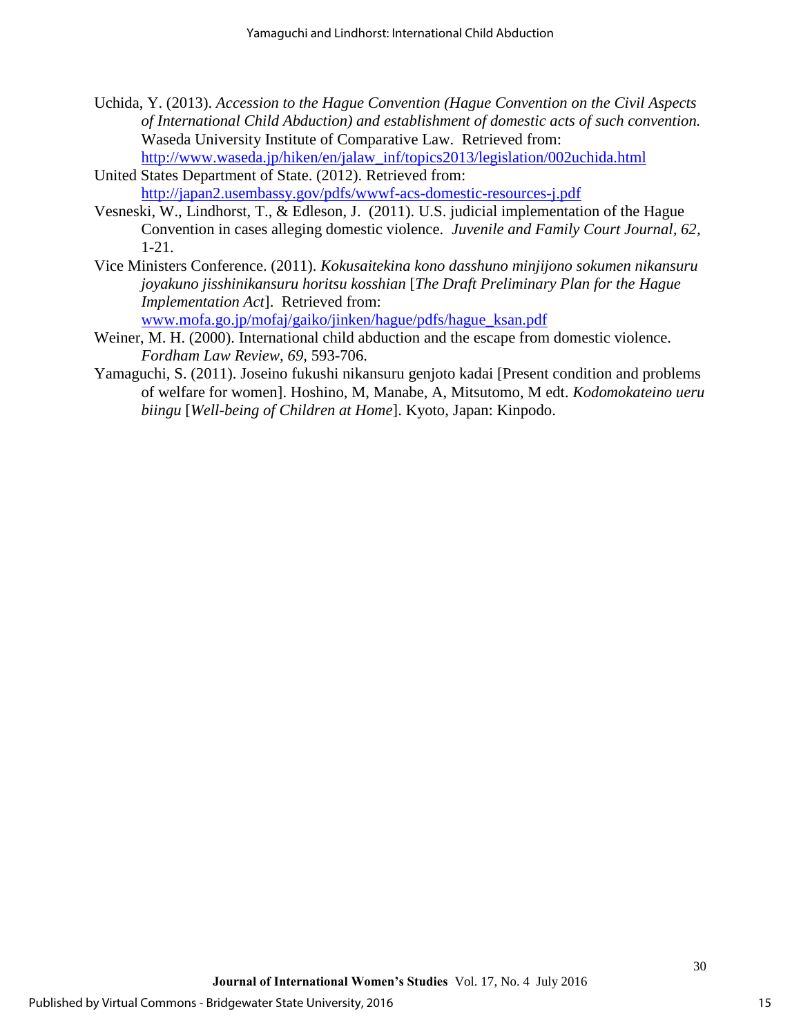Uchida, Y. (2013). *Accession to the Hague Convention (Hague Convention on the Civil Aspects of International Child Abduction) and establishment of domestic acts of such convention.* Waseda University Institute of Comparative Law. Retrieved from: http://www.waseda.jp/hiken/en/jalaw_inf/topics2013/legislation/002uchida.html

United States Department of State. (2012). Retrieved from: http://japan2.usembassy.gov/pdfs/wwwf-acs-domestic-resources-j.pdf

Vesneski, W., Lindhorst, T., & Edleson, J. (2011). U.S. judicial implementation of the Hague Convention in cases alleging domestic violence. *Juvenile and Family Court Journal*, *62*, 1-21.

Vice Ministers Conference. (2011). *Kokusaitekina kono dasshuno minjijono sokumen nikansuru joyakuno jisshinikansuru horitsu kosshian* [*The Draft Preliminary Plan for the Hague Implementation Act*]. Retrieved from: www.mofa.go.jp/mofaj/gaiko/jinken/hague/pdfs/hague_ksan.pdf

Weiner, M. H. (2000). International child abduction and the escape from domestic violence. *Fordham Law Review, 69,* 593-706.

Yamaguchi, S. (2011). Joseino fukushi nikansuru genjoto kadai [Present condition and problems of welfare for women]. Hoshino, M, Manabe, A, Mitsutomo, M edt. *Kodomokateino ueru biingu* [*Well-being of Children at Home*]. Kyoto, Japan: Kinpodo.